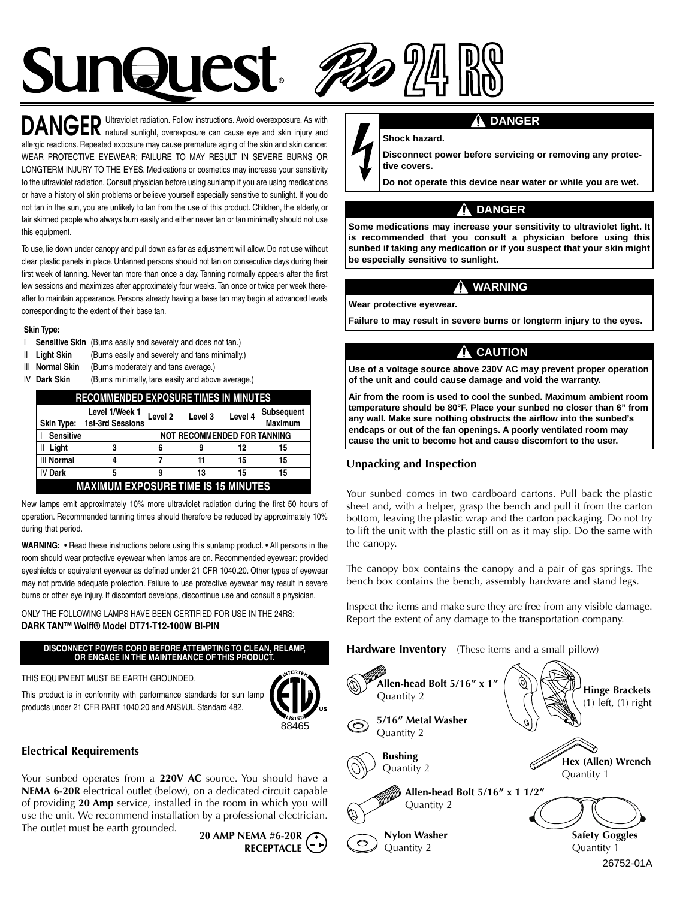# SunQuest® Pro 24 RS

**DANGER** Ultraviolet radiation. Follow instructions. Avoid overexposure. As with natural sunlight, overexposure can cause eye and skin injury and allergic reactions. Repeated exposure may cause premature aging of the skin and skin cancer. WEAR PROTECTIVE EYEWEAR; FAILURE TO MAY RESULT IN SEVERE BURNS OR LONGTERM INJURY TO THE EYES. Medications or cosmetics may increase your sensitivity to the ultraviolet radiation. Consult physician before using sunlamp if you are using medications or have a history of skin problems or believe yourself especially sensitive to sunlight. If you do not tan in the sun, you are unlikely to tan from the use of this product. Children, the elderly, or fair skinned people who always burn easily and either never tan or tan minimally should not use this equipment.

To use, lie down under canopy and pull down as far as adjustment will allow. Do not use without clear plastic panels in place. Untanned persons should not tan on consecutive days during their first week of tanning. Never tan more than once a day. Tanning normally appears after the first few sessions and maximizes after approximately four weeks. Tan once or twice per week thereafter to maintain appearance. Persons already having a base tan may begin at advanced levels corresponding to the extent of their base tan.

**Skin Type:**

- I **Sensitive Skin** (Burns easily and severely and does not tan.)
- II **Light Skin** (Burns easily and severely and tans minimally.)
- III **Normal Skin** (Burns moderately and tans average.)
- IV **Dark Skin** (Burns minimally, tans easily and above average.)

| RECOMMENDED EXPOSURE TIMES IN MINUTES | | | | | |
|---|---|---|---|---|---|
| Skin Type: | Level 1/Week 1 1st-3rd Sessions | Level 2 | Level 3 | Level 4 | Subsequent Maximum |
| I **Sensitive** | NOT RECOMMENDED FOR TANNING | | | | |
| II **Light** | 3 | 6 | 9 | 12 | 15 |
| III **Normal** | 4 | 7 | 11 | 15 | 15 |
| IV **Dark** | 5 | 9 | 13 | 15 | 15 |
| **MAXIMUM EXPOSURE TIME IS 15 MINUTES** | | | | | |

New lamps emit approximately 10% more ultraviolet radiation during the first 50 hours of operation. Recommended tanning times should therefore be reduced by approximately 10% during that period.

**WARNING:** • Read these instructions before using this sunlamp product. • All persons in the room should wear protective eyewear when lamps are on. Recommended eyewear: provided eyeshields or equivalent eyewear as defined under 21 CFR 1040.20. Other types of eyewear may not provide adequate protection. Failure to use protective eyewear may result in severe burns or other eye injury. If discomfort develops, discontinue use and consult a physician.

ONLY THE FOLLOWING LAMPS HAVE BEEN CERTIFIED FOR USE IN THE 24RS:
**DARK TAN™ Wolff® Model DT71-T12-100W BI-PIN**

**DISCONNECT POWER CORD BEFORE ATTEMPTING TO CLEAN, RELAMP, OR ENGAGE IN THE MAINTENANCE OF THIS PRODUCT.**

THIS EQUIPMENT MUST BE EARTH GROUNDED.

This product is in conformity with performance standards for sun lamp products under 21 CFR PART 1040.20 and ANSI/UL Standard 482.

INTERTEK ETL LISTED US 88465

## Electrical Requirements

Your sunbed operates from a **220V AC** source. You should have a **NEMA 6-20R** electrical outlet (below), on a dedicated circuit capable of providing **20 Amp** service, installed in the room in which you will use the unit. We recommend installation by a professional electrician. The outlet must be earth grounded.

**20 AMP NEMA #6-20R RECEPTACLE**

**⚠ DANGER**

**Shock hazard.**

**Disconnect power before servicing or removing any protective covers.**

**Do not operate this device near water or while you are wet.**

**⚠ DANGER**

**Some medications may increase your sensitivity to ultraviolet light. It is recommended that you consult a physician before using this sunbed if taking any medication or if you suspect that your skin might be especially sensitive to sunlight.**

**⚠ WARNING**

**Wear protective eyewear.**

**Failure to may result in severe burns or longterm injury to the eyes.**

**⚠ CAUTION**

**Use of a voltage source above 230V AC may prevent proper operation of the unit and could cause damage and void the warranty.**

**Air from the room is used to cool the sunbed. Maximum ambient room temperature should be 80°F. Place your sunbed no closer than 6" from any wall. Make sure nothing obstructs the airflow into the sunbed's endcaps or out of the fan openings. A poorly ventilated room may cause the unit to become hot and cause discomfort to the user.**

## Unpacking and Inspection

Your sunbed comes in two cardboard cartons. Pull back the plastic sheet and, with a helper, grasp the bench and pull it from the carton bottom, leaving the plastic wrap and the carton packaging. Do not try to lift the unit with the plastic still on as it may slip. Do the same with the canopy.

The canopy box contains the canopy and a pair of gas springs. The bench box contains the bench, assembly hardware and stand legs.

Inspect the items and make sure they are free from any visible damage. Report the extent of any damage to the transportation company.

## Hardware Inventory (These items and a small pillow)

- **Allen-head Bolt 5/16" x 1"** Quantity 2
- **5/16" Metal Washer** Quantity 2
- **Bushing** Quantity 2
- **Allen-head Bolt 5/16" x 1 1/2"** Quantity 2
- **Nylon Washer** Quantity 2
- **Hinge Brackets** (1) left, (1) right
- **Hex (Allen) Wrench** Quantity 1
- **Safety Goggles** Quantity 1

26752-01A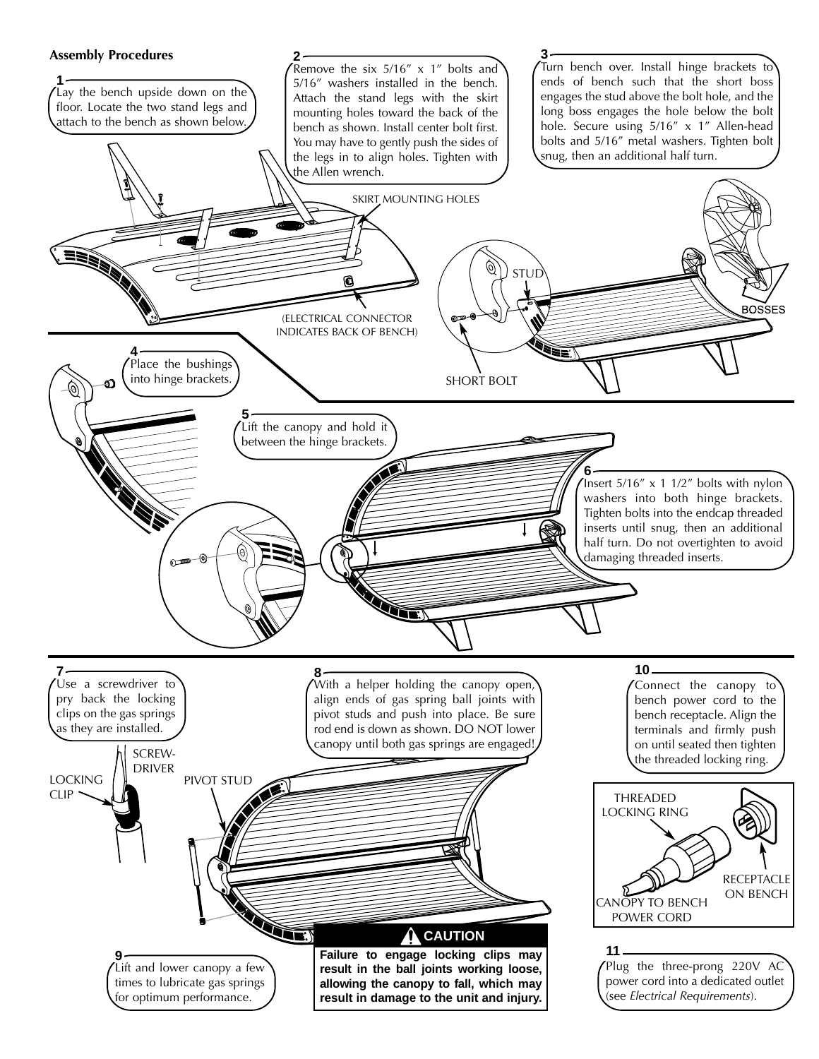## Assembly Procedures

**1** Lay the bench upside down on the floor. Locate the two stand legs and attach to the bench as shown below.

**2** Remove the six 5/16″ x 1″ bolts and 5/16″ washers installed in the bench. Attach the stand legs with the skirt mounting holes toward the back of the bench as shown. Install center bolt first. You may have to gently push the sides of the legs in to align holes. Tighten with the Allen wrench.

SKIRT MOUNTING HOLES

(ELECTRICAL CONNECTOR INDICATES BACK OF BENCH)

**3** Turn bench over. Install hinge brackets to ends of bench such that the short boss engages the stud above the bolt hole, and the long boss engages the hole below the bolt hole. Secure using 5/16″ x 1″ Allen-head bolts and 5/16″ metal washers. Tighten bolt snug, then an additional half turn.

STUD

BOSSES

SHORT BOLT

**4** Place the bushings into hinge brackets.

**5** Lift the canopy and hold it between the hinge brackets.

**6** Insert 5/16″ x 1 1/2″ bolts with nylon washers into both hinge brackets. Tighten bolts into the endcap threaded inserts until snug, then an additional half turn. Do not overtighten to avoid damaging threaded inserts.

**7** Use a screwdriver to pry back the locking clips on the gas springs as they are installed.

SCREW-DRIVER

LOCKING CLIP

PIVOT STUD

**8** With a helper holding the canopy open, align ends of gas spring ball joints with pivot studs and push into place. Be sure rod end is down as shown. DO NOT lower canopy until both gas springs are engaged!

**9** Lift and lower canopy a few times to lubricate gas springs for optimum performance.

**CAUTION**

**Failure to engage locking clips may result in the ball joints working loose, allowing the canopy to fall, which may result in damage to the unit and injury.**

**10** Connect the canopy to bench power cord to the bench receptacle. Align the terminals and firmly push on until seated then tighten the threaded locking ring.

THREADED LOCKING RING

RECEPTACLE ON BENCH

CANOPY TO BENCH POWER CORD

**11** Plug the three-prong 220V AC power cord into a dedicated outlet (see *Electrical Requirements*).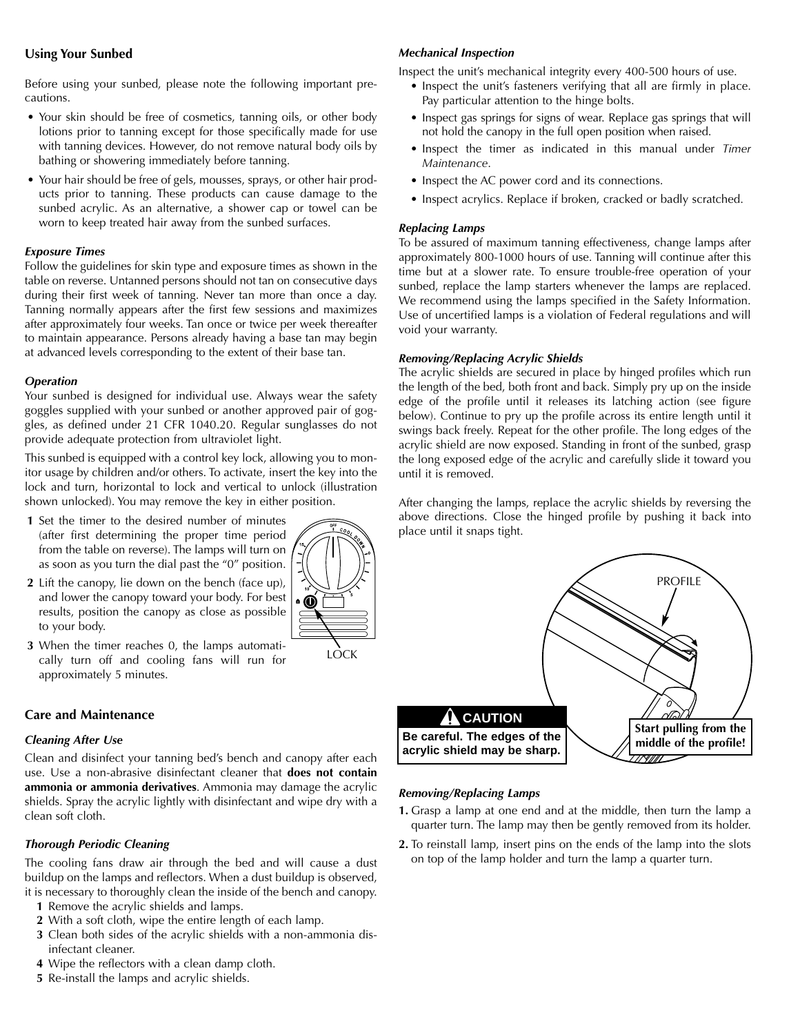## Using Your Sunbed

Before using your sunbed, please note the following important precautions.

- Your skin should be free of cosmetics, tanning oils, or other body lotions prior to tanning except for those specifically made for use with tanning devices. However, do not remove natural body oils by bathing or showering immediately before tanning.
- Your hair should be free of gels, mousses, sprays, or other hair products prior to tanning. These products can cause damage to the sunbed acrylic. As an alternative, a shower cap or towel can be worn to keep treated hair away from the sunbed surfaces.

### *Exposure Times*

Follow the guidelines for skin type and exposure times as shown in the table on reverse. Untanned persons should not tan on consecutive days during their first week of tanning. Never tan more than once a day. Tanning normally appears after the first few sessions and maximizes after approximately four weeks. Tan once or twice per week thereafter to maintain appearance. Persons already having a base tan may begin at advanced levels corresponding to the extent of their base tan.

### *Operation*

Your sunbed is designed for individual use. Always wear the safety goggles supplied with your sunbed or another approved pair of goggles, as defined under 21 CFR 1040.20. Regular sunglasses do not provide adequate protection from ultraviolet light.

This sunbed is equipped with a control key lock, allowing you to monitor usage by children and/or others. To activate, insert the key into the lock and turn, horizontal to lock and vertical to unlock (illustration shown unlocked). You may remove the key in either position.

1. Set the timer to the desired number of minutes (after first determining the proper time period from the table on reverse). The lamps will turn on as soon as you turn the dial past the "0" position.
2. Lift the canopy, lie down on the bench (face up), and lower the canopy toward your body. For best results, position the canopy as close as possible to your body.
3. When the timer reaches 0, the lamps automatically turn off and cooling fans will run for approximately 5 minutes.

LOCK

## Care and Maintenance

### *Cleaning After Use*

Clean and disinfect your tanning bed's bench and canopy after each use. Use a non-abrasive disinfectant cleaner that **does not contain ammonia or ammonia derivatives**. Ammonia may damage the acrylic shields. Spray the acrylic lightly with disinfectant and wipe dry with a clean soft cloth.

### *Thorough Periodic Cleaning*

The cooling fans draw air through the bed and will cause a dust buildup on the lamps and reflectors. When a dust buildup is observed, it is necessary to thoroughly clean the inside of the bench and canopy.

1. Remove the acrylic shields and lamps.
2. With a soft cloth, wipe the entire length of each lamp.
3. Clean both sides of the acrylic shields with a non-ammonia disinfectant cleaner.
4. Wipe the reflectors with a clean damp cloth.
5. Re-install the lamps and acrylic shields.

### *Mechanical Inspection*

Inspect the unit's mechanical integrity every 400-500 hours of use.

- Inspect the unit's fasteners verifying that all are firmly in place. Pay particular attention to the hinge bolts.
- Inspect gas springs for signs of wear. Replace gas springs that will not hold the canopy in the full open position when raised.
- Inspect the timer as indicated in this manual under *Timer Maintenance*.
- Inspect the AC power cord and its connections.
- Inspect acrylics. Replace if broken, cracked or badly scratched.

### *Replacing Lamps*

To be assured of maximum tanning effectiveness, change lamps after approximately 800-1000 hours of use. Tanning will continue after this time but at a slower rate. To ensure trouble-free operation of your sunbed, replace the lamp starters whenever the lamps are replaced. We recommend using the lamps specified in the Safety Information. Use of uncertified lamps is a violation of Federal regulations and will void your warranty.

### *Removing/Replacing Acrylic Shields*

The acrylic shields are secured in place by hinged profiles which run the length of the bed, both front and back. Simply pry up on the inside edge of the profile until it releases its latching action (see figure below). Continue to pry up the profile across its entire length until it swings back freely. Repeat for the other profile. The long edges of the acrylic shield are now exposed. Standing in front of the sunbed, grasp the long exposed edge of the acrylic and carefully slide it toward you until it is removed.

After changing the lamps, replace the acrylic shields by reversing the above directions. Close the hinged profile by pushing it back into place until it snaps tight.

PROFILE

**⚠ CAUTION**

**Be careful. The edges of the acrylic shield may be sharp.**

**Start pulling from the middle of the profile!**

### *Removing/Replacing Lamps*

1. Grasp a lamp at one end and at the middle, then turn the lamp a quarter turn. The lamp may then be gently removed from its holder.
2. To reinstall lamp, insert pins on the ends of the lamp into the slots on top of the lamp holder and turn the lamp a quarter turn.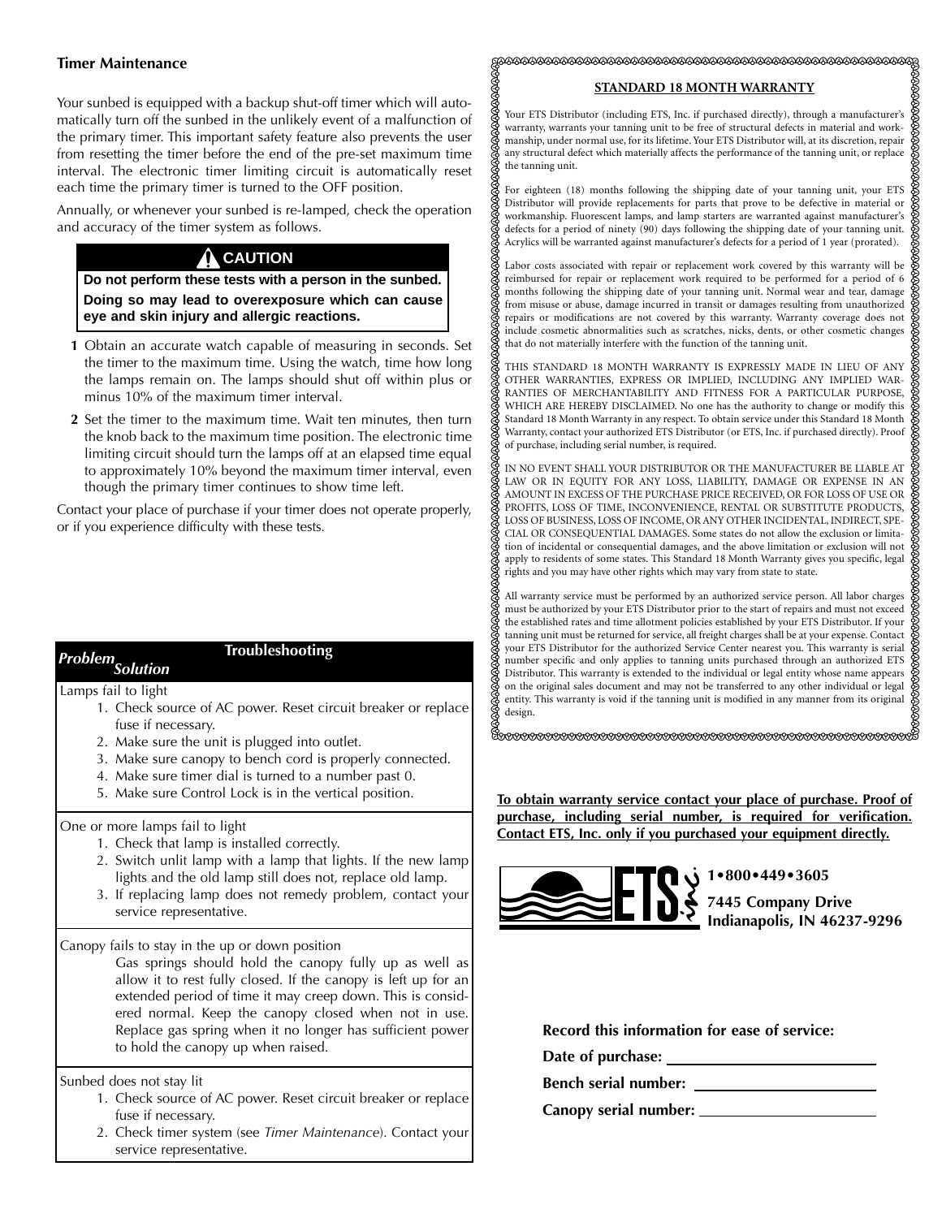### Timer Maintenance

Your sunbed is equipped with a backup shut-off timer which will automatically turn off the sunbed in the unlikely event of a malfunction of the primary timer. This important safety feature also prevents the user from resetting the timer before the end of the pre-set maximum time interval. The electronic timer limiting circuit is automatically reset each time the primary timer is turned to the OFF position.

Annually, or whenever your sunbed is re-lamped, check the operation and accuracy of the timer system as follows.

> **⚠ CAUTION**
>
> **Do not perform these tests with a person in the sunbed. Doing so may lead to overexposure which can cause eye and skin injury and allergic reactions.**

1. Obtain an accurate watch capable of measuring in seconds. Set the timer to the maximum time. Using the watch, time how long the lamps remain on. The lamps should shut off within plus or minus 10% of the maximum timer interval.
2. Set the timer to the maximum time. Wait ten minutes, then turn the knob back to the maximum time position. The electronic time limiting circuit should turn the lamps off at an elapsed time equal to approximately 10% beyond the maximum timer interval, even though the primary timer continues to show time left.

Contact your place of purchase if your timer does not operate properly, or if you experience difficulty with these tests.

### Troubleshooting

***Problem***
***Solution***

Lamps fail to light

1. Check source of AC power. Reset circuit breaker or replace fuse if necessary.
2. Make sure the unit is plugged into outlet.
3. Make sure canopy to bench cord is properly connected.
4. Make sure timer dial is turned to a number past 0.
5. Make sure Control Lock is in the vertical position.

One or more lamps fail to light

1. Check that lamp is installed correctly.
2. Switch unlit lamp with a lamp that lights. If the new lamp lights and the old lamp still does not, replace old lamp.
3. If replacing lamp does not remedy problem, contact your service representative.

Canopy fails to stay in the up or down position

Gas springs should hold the canopy fully up as well as allow it to rest fully closed. If the canopy is left up for an extended period of time it may creep down. This is considered normal. Keep the canopy closed when not in use. Replace gas spring when it no longer has sufficient power to hold the canopy up when raised.

Sunbed does not stay lit

1. Check source of AC power. Reset circuit breaker or replace fuse if necessary.
2. Check timer system (see *Timer Maintenance*). Contact your service representative.

### STANDARD 18 MONTH WARRANTY

Your ETS Distributor (including ETS, Inc. if purchased directly), through a manufacturer's warranty, warrants your tanning unit to be free of structural defects in material and workmanship, under normal use, for its lifetime. Your ETS Distributor will, at its discretion, repair any structural defect which materially affects the performance of the tanning unit, or replace the tanning unit.

For eighteen (18) months following the shipping date of your tanning unit, your ETS Distributor will provide replacements for parts that prove to be defective in material or workmanship. Fluorescent lamps, and lamp starters are warranted against manufacturer's defects for a period of ninety (90) days following the shipping date of your tanning unit. Acrylics will be warranted against manufacturer's defects for a period of 1 year (prorated).

Labor costs associated with repair or replacement work covered by this warranty will be reimbursed for repair or replacement work required to be performed for a period of 6 months following the shipping date of your tanning unit. Normal wear and tear, damage from misuse or abuse, damage incurred in transit or damages resulting from unauthorized repairs or modifications are not covered by this warranty. Warranty coverage does not include cosmetic abnormalities such as scratches, nicks, dents, or other cosmetic changes that do not materially interfere with the function of the tanning unit.

THIS STANDARD 18 MONTH WARRANTY IS EXPRESSLY MADE IN LIEU OF ANY OTHER WARRANTIES, EXPRESS OR IMPLIED, INCLUDING ANY IMPLIED WARRANTIES OF MERCHANTABILITY AND FITNESS FOR A PARTICULAR PURPOSE, WHICH ARE HEREBY DISCLAIMED. No one has the authority to change or modify this Standard 18 Month Warranty in any respect. To obtain service under this Standard 18 Month Warranty, contact your authorized ETS Distributor (or ETS, Inc. if purchased directly). Proof of purchase, including serial number, is required.

IN NO EVENT SHALL YOUR DISTRIBUTOR OR THE MANUFACTURER BE LIABLE AT LAW OR IN EQUITY FOR ANY LOSS, LIABILITY, DAMAGE OR EXPENSE IN AN AMOUNT IN EXCESS OF THE PURCHASE PRICE RECEIVED, OR FOR LOSS OF USE OR PROFITS, LOSS OF TIME, INCONVENIENCE, RENTAL OR SUBSTITUTE PRODUCTS, LOSS OF BUSINESS, LOSS OF INCOME, OR ANY OTHER INCIDENTAL, INDIRECT, SPECIAL OR CONSEQUENTIAL DAMAGES. Some states do not allow the exclusion or limitation of incidental or consequential damages, and the above limitation or exclusion will not apply to residents of some states. This Standard 18 Month Warranty gives you specific, legal rights and you may have other rights which may vary from state to state.

All warranty service must be performed by an authorized service person. All labor charges must be authorized by your ETS Distributor prior to the start of repairs and must not exceed the established rates and time allotment policies established by your ETS Distributor. If your tanning unit must be returned for service, all freight charges shall be at your expense. Contact your ETS Distributor for the authorized Service Center nearest you. This warranty is serial number specific and only applies to tanning units purchased through an authorized ETS Distributor. This warranty is extended to the individual or legal entity whose name appears on the original sales document and may not be transferred to any other individual or legal entity. This warranty is void if the tanning unit is modified in any manner from its original design.

**To obtain warranty service contact your place of purchase. Proof of purchase, including serial number, is required for verification. Contact ETS, Inc. only if you purchased your equipment directly.**

ETS Inc.

**1•800•449•3605**

**7445 Company Drive**
**Indianapolis, IN 46237-9296**

**Record this information for ease of service:**

**Date of purchase:** ____________________

**Bench serial number:** ____________________

**Canopy serial number:** ____________________